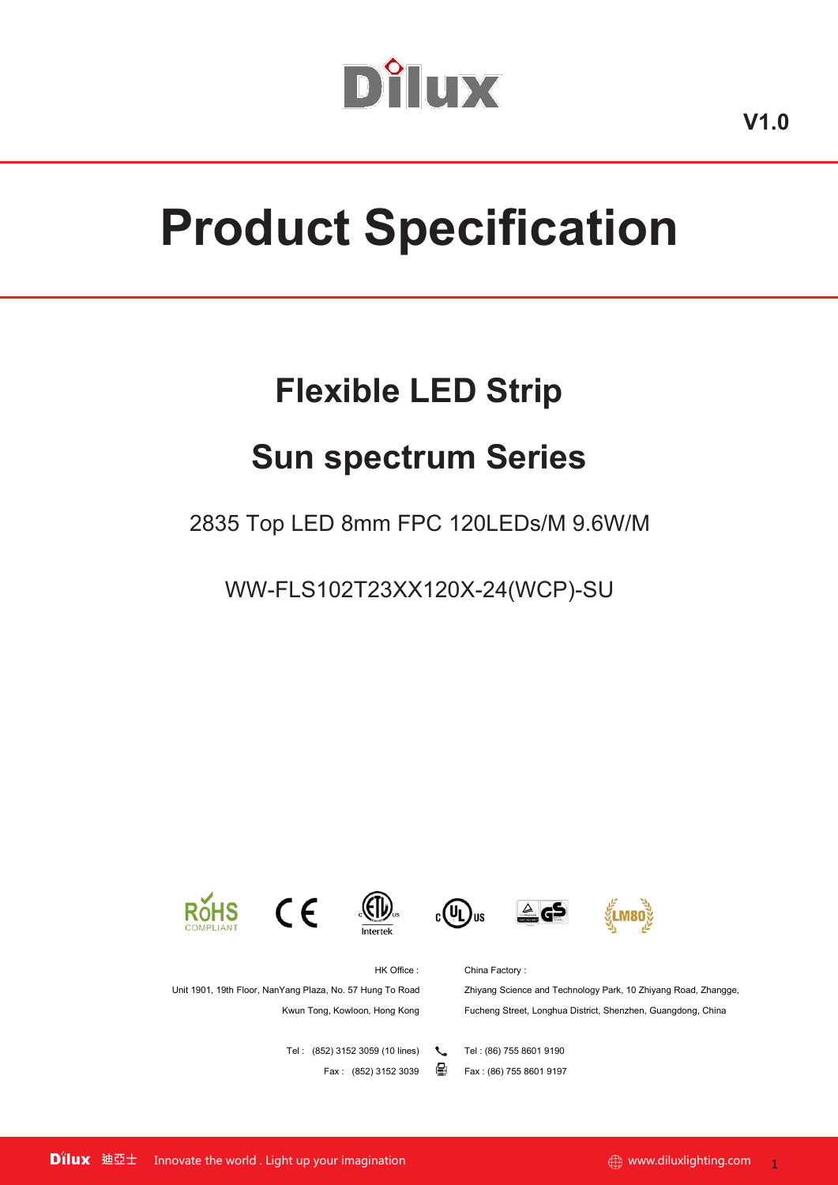Dilux

V1.0

# Product Specification

## Flexible LED Strip

## Sun spectrum Series

2835 Top LED 8mm FPC 120LEDs/M 9.6W/M

WW-FLS102T23XX120X-24(WCP)-SU

HK Office :

Unit 1901, 19th Floor, NanYang Plaza, No. 57 Hung To Road

Kwun Tong, Kowloon, Hong Kong

Tel : (852) 3152 3059 (10 lines)

Fax : (852) 3152 3039

China Factory :

Zhiyang Science and Technology Park, 10 Zhiyang Road, Zhangge,

Fucheng Street, Longhua District, Shenzhen, Guangdong, China

Tel : (86) 755 8601 9190

Fax : (86) 755 8601 9197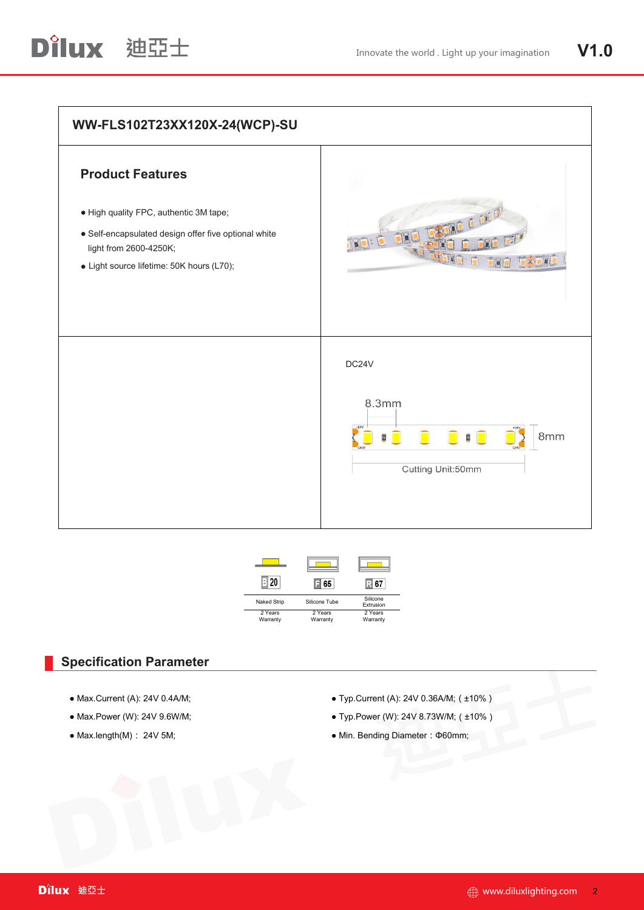## WW-FLS102T23XX120X-24(WCP)-SU

### Product Features

- High quality FPC, authentic 3M tape;
- Self-encapsulated design offer five optional white light from 2600-4250K;
- Light source lifetime: 50K hours (L70);

DC24V

8.3mm

8mm

Cutting Unit:50mm

| B 20 | F 65 | R 67 |
|---|---|---|
| Naked Strip | Silicone Tube | Silicone Extrusion |
| 2 Years Warranty | 2 Years Warranty | 2 Years Warranty |

## Specification Parameter

- Max.Current (A): 24V 0.4A/M;
- Max.Power (W): 24V 9.6W/M;
- Max.length(M)： 24V 5M;
- Typ.Current (A): 24V 0.36A/M; ( ±10% )
- Typ.Power (W): 24V 8.73W/M; ( ±10% )
- Min. Bending Diameter：Φ60mm;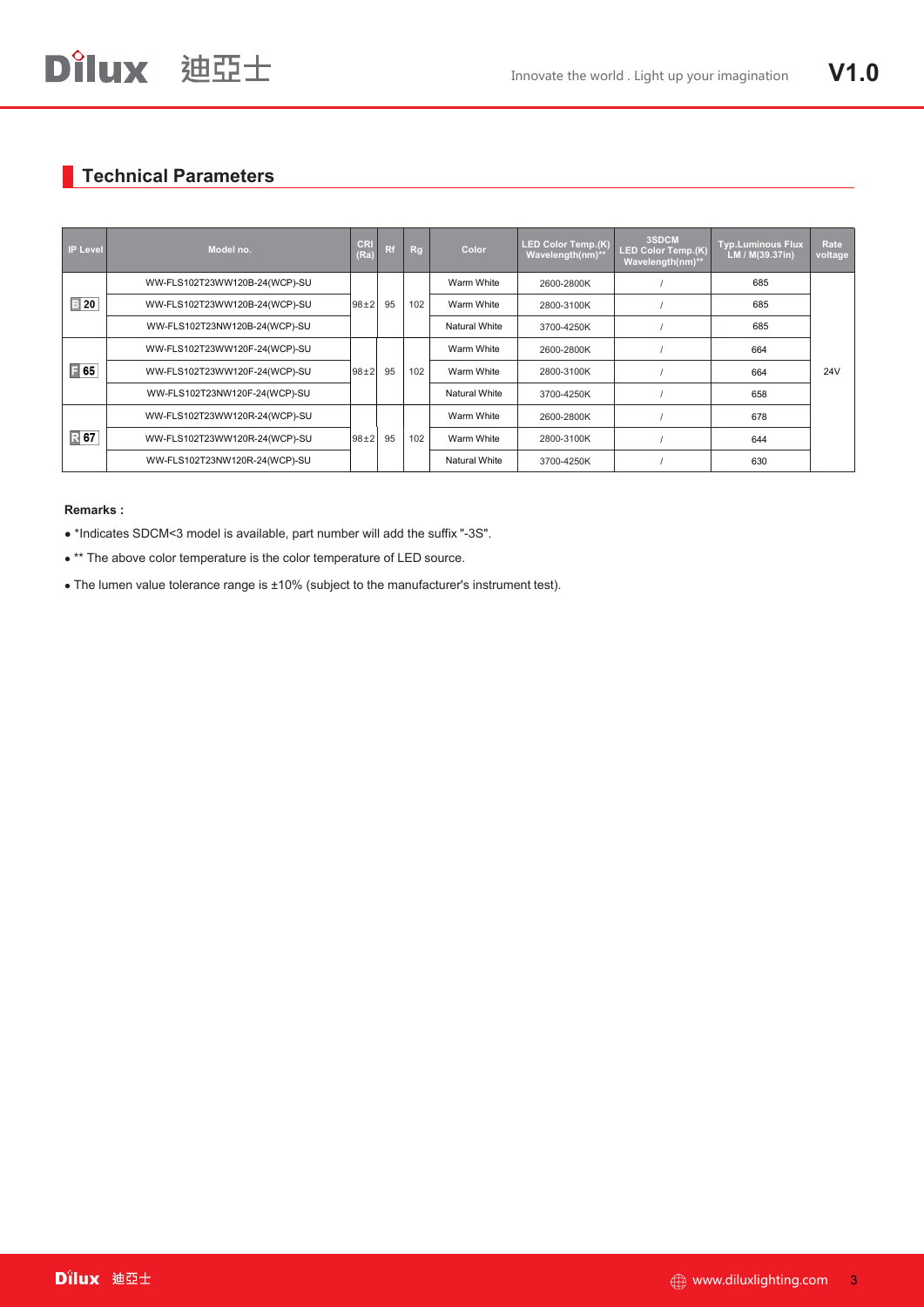## Technical Parameters

| IP Level | Model no. | CRI (Ra) | Rf | Rg | Color | LED Color Temp.(K) Wavelength(nm)** | 3SDCM LED Color Temp.(K) Wavelength(nm)** | Typ.Luminous Flux LM / M(39.37in) | Rate voltage |
|---|---|---|---|---|---|---|---|---|---|
| B 20 | WW-FLS102T23WW120B-24(WCP)-SU | 98±2 | 95 | 102 | Warm White | 2600-2800K | / | 685 | 24V |
| | WW-FLS102T23WW120B-24(WCP)-SU | | | | Warm White | 2800-3100K | / | 685 | |
| | WW-FLS102T23NW120B-24(WCP)-SU | | | | Natural White | 3700-4250K | / | 685 | |
| F 65 | WW-FLS102T23WW120F-24(WCP)-SU | 98±2 | 95 | 102 | Warm White | 2600-2800K | / | 664 | |
| | WW-FLS102T23WW120F-24(WCP)-SU | | | | Warm White | 2800-3100K | / | 664 | |
| | WW-FLS102T23NW120F-24(WCP)-SU | | | | Natural White | 3700-4250K | / | 658 | |
| R 67 | WW-FLS102T23WW120R-24(WCP)-SU | 98±2 | 95 | 102 | Warm White | 2600-2800K | / | 678 | |
| | WW-FLS102T23WW120R-24(WCP)-SU | | | | Warm White | 2800-3100K | / | 644 | |
| | WW-FLS102T23NW120R-24(WCP)-SU | | | | Natural White | 3700-4250K | / | 630 | |

**Remarks :**

- *Indicates SDCM<3 model is available, part number will add the suffix "-3S".
- ** The above color temperature is the color temperature of LED source.
- The lumen value tolerance range is ±10% (subject to the manufacturer's instrument test).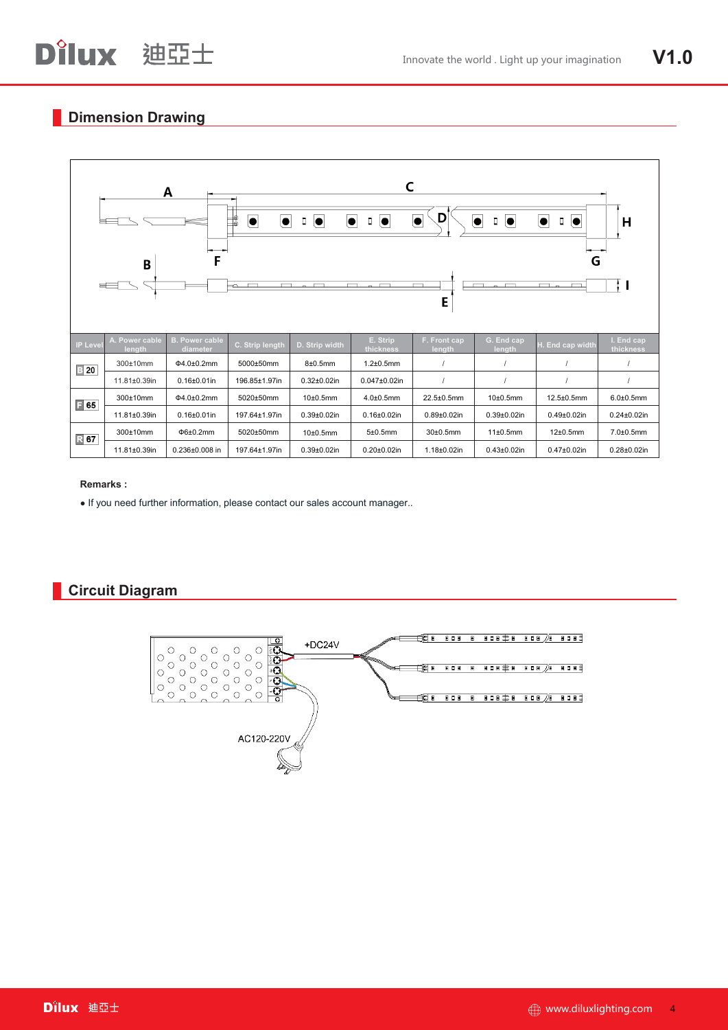## Dimension Drawing

| IP Level | A. Power cable length | B. Power cable diameter | C. Strip length | D. Strip width | E. Strip thickness | F. Front cap length | G. End cap length | H. End cap width | I. End cap thickness |
|---|---|---|---|---|---|---|---|---|---|
| B 20 | 300±10mm | Φ4.0±0.2mm | 5000±50mm | 8±0.5mm | 1.2±0.5mm | / | / | / | / |
| | 11.81±0.39in | 0.16±0.01in | 196.85±1.97in | 0.32±0.02in | 0.047±0.02in | / | / | / | / |
| F 65 | 300±10mm | Φ4.0±0.2mm | 5020±50mm | 10±0.5mm | 4.0±0.5mm | 22.5±0.5mm | 10±0.5mm | 12.5±0.5mm | 6.0±0.5mm |
| | 11.81±0.39in | 0.16±0.01in | 197.64±1.97in | 0.39±0.02in | 0.16±0.02in | 0.89±0.02in | 0.39±0.02in | 0.49±0.02in | 0.24±0.02in |
| R 67 | 300±10mm | Φ6±0.2mm | 5020±50mm | 10±0.5mm | 5±0.5mm | 30±0.5mm | 11±0.5mm | 12±0.5mm | 7.0±0.5mm |
| | 11.81±0.39in | 0.236±0.008 in | 197.64±1.97in | 0.39±0.02in | 0.20±0.02in | 1.18±0.02in | 0.43±0.02in | 0.47±0.02in | 0.28±0.02in |

**Remarks :**

- If you need further information, please contact our sales account manager..

## Circuit Diagram

+DC24V

AC120-220V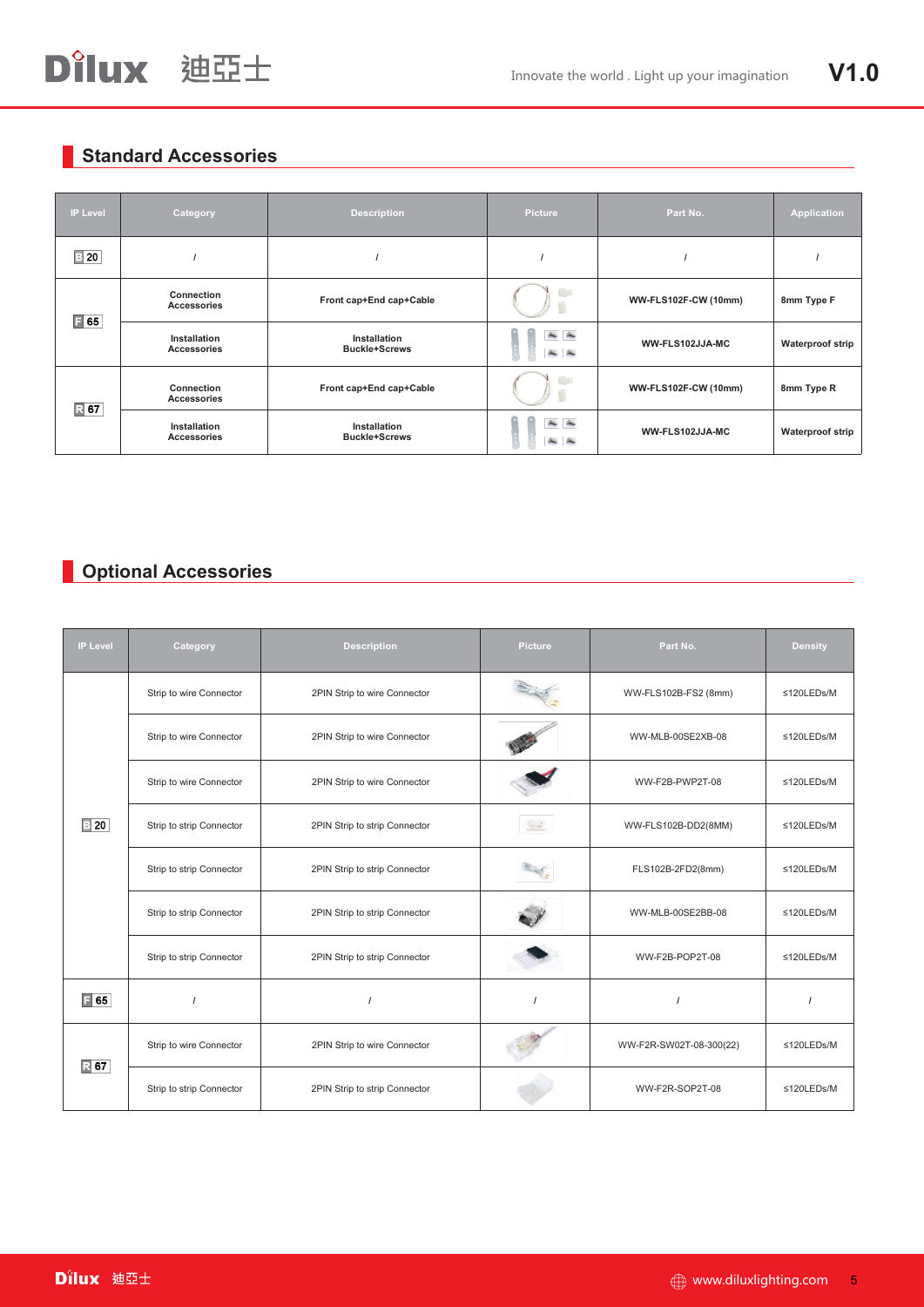## Standard Accessories

| IP Level | Category | Description | Picture | Part No. | Application |
|---|---|---|---|---|---|
| B 20 | / | / | / | / | / |
| F 65 | Connection Accessories | Front cap+End cap+Cable | | WW-FLS102F-CW (10mm) | 8mm Type F |
| | Installation Accessories | Installation Buckle+Screws | | WW-FLS102JJA-MC | Waterproof strip |
| R 67 | Connection Accessories | Front cap+End cap+Cable | | WW-FLS102F-CW (10mm) | 8mm Type R |
| | Installation Accessories | Installation Buckle+Screws | | WW-FLS102JJA-MC | Waterproof strip |

## Optional Accessories

| IP Level | Category | Description | Picture | Part No. | Density |
|---|---|---|---|---|---|
| B 20 | Strip to wire Connector | 2PIN Strip to wire Connector | | WW-FLS102B-FS2 (8mm) | ≤120LEDs/M |
| | Strip to wire Connector | 2PIN Strip to wire Connector | | WW-MLB-00SE2XB-08 | ≤120LEDs/M |
| | Strip to wire Connector | 2PIN Strip to wire Connector | | WW-F2B-PWP2T-08 | ≤120LEDs/M |
| | Strip to strip Connector | 2PIN Strip to strip Connector | | WW-FLS102B-DD2(8MM) | ≤120LEDs/M |
| | Strip to strip Connector | 2PIN Strip to strip Connector | | FLS102B-2FD2(8mm) | ≤120LEDs/M |
| | Strip to strip Connector | 2PIN Strip to strip Connector | | WW-MLB-00SE2BB-08 | ≤120LEDs/M |
| | Strip to strip Connector | 2PIN Strip to strip Connector | | WW-F2B-POP2T-08 | ≤120LEDs/M |
| F 65 | / | / | / | / | / |
| R 67 | Strip to wire Connector | 2PIN Strip to wire Connector | | WW-F2R-SW02T-08-300(22) | ≤120LEDs/M |
| | Strip to strip Connector | 2PIN Strip to strip Connector | | WW-F2R-SOP2T-08 | ≤120LEDs/M |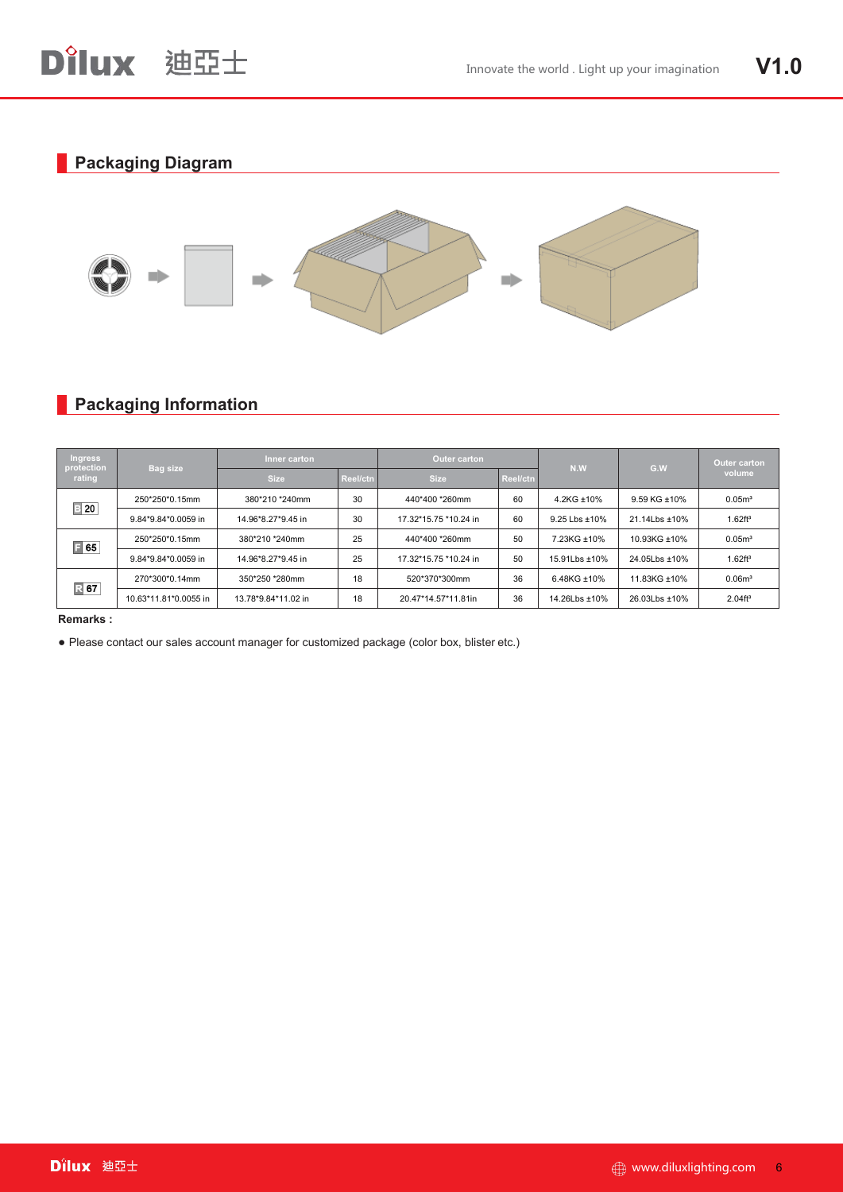## Packaging Diagram

## Packaging Information

| Ingress protection rating | Bag size | Inner carton | | Outer carton | | N.W | G.W | Outer carton volume |
|---|---|---|---|---|---|---|---|---|
| | | Size | Reel/ctn | Size | Reel/ctn | | | |
| IP20 | 250*250*0.15mm | 380*210 *240mm | 30 | 440*400 *260mm | 60 | 4.2KG ±10% | 9.59 KG ±10% | 0.05m³ |
| | 9.84*9.84*0.0059 in | 14.96*8.27*9.45 in | 30 | 17.32*15.75 *10.24 in | 60 | 9.25 Lbs ±10% | 21.14Lbs ±10% | 1.62ft³ |
| IP65 | 250*250*0.15mm | 380*210 *240mm | 25 | 440*400 *260mm | 50 | 7.23KG ±10% | 10.93KG ±10% | 0.05m³ |
| | 9.84*9.84*0.0059 in | 14.96*8.27*9.45 in | 25 | 17.32*15.75 *10.24 in | 50 | 15.91Lbs ±10% | 24.05Lbs ±10% | 1.62ft³ |
| IP67 | 270*300*0.14mm | 350*250 *280mm | 18 | 520*370*300mm | 36 | 6.48KG ±10% | 11.83KG ±10% | 0.06m³ |
| | 10.63*11.81*0.0055 in | 13.78*9.84*11.02 in | 18 | 20.47*14.57*11.81in | 36 | 14.26Lbs ±10% | 26.03Lbs ±10% | 2.04ft³ |

**Remarks :**

- Please contact our sales account manager for customized package (color box, blister etc.)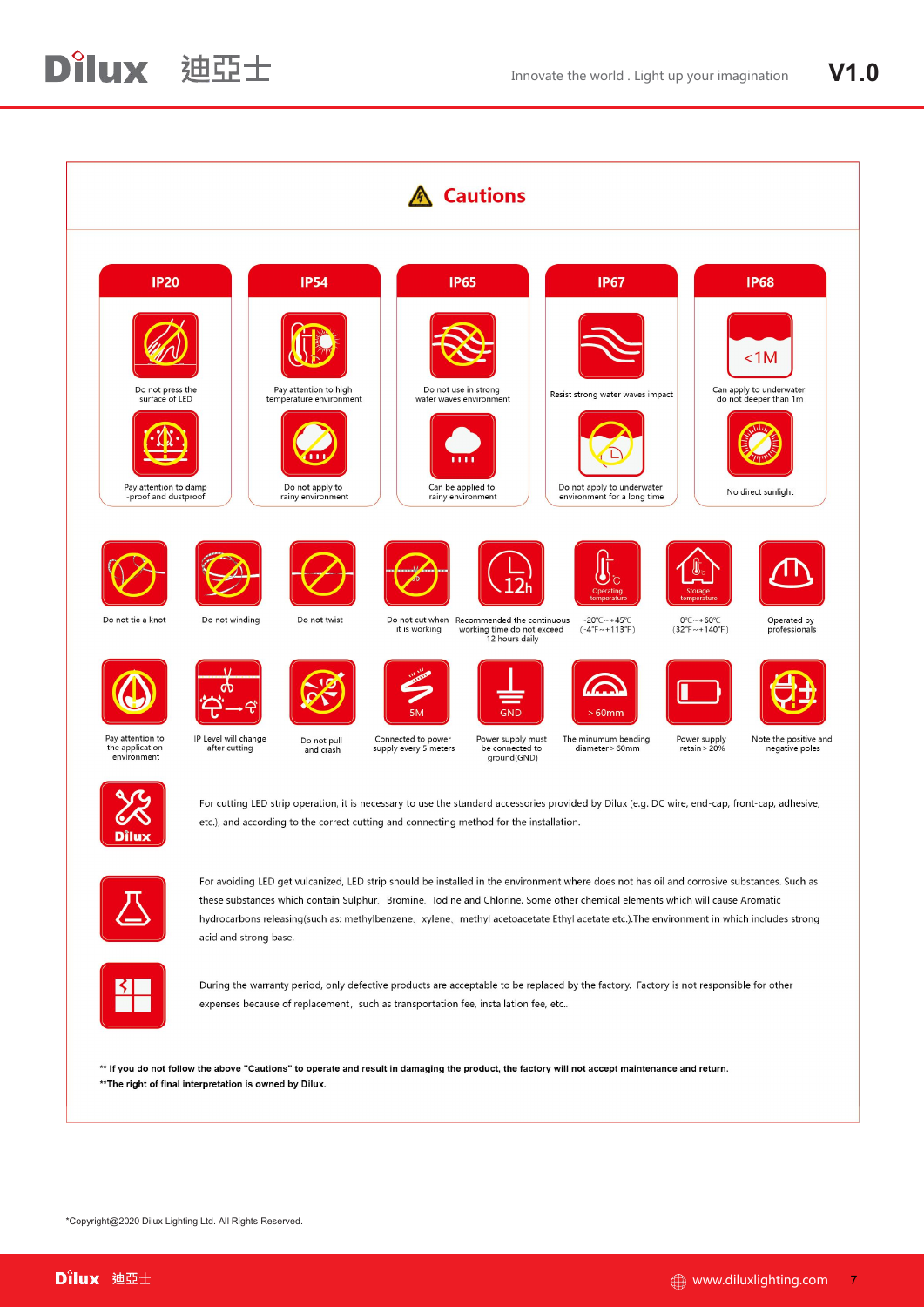## Cautions

| IP20 | IP54 | IP65 | IP67 | IP68 |
| --- | --- | --- | --- | --- |
| Do not press the surface of LED | Pay attention to high temperature environment | Do not use in strong water waves environment | Resist strong water waves impact | <1M Can apply to underwater do not deeper than 1m |
| Pay attention to damp -proof and dustproof | Do not apply to rainy environment | Can be applied to rainy environment | Do not apply to underwater environment for a long time | No direct sunlight |

Do not tie a knot

Do not winding

Do not twist

Do not cut when it is working

12h Recommended the continuous working time do not exceed 12 hours daily

Operating temperature -20℃~+45℃ (-4℉~+113℉)

Storage temperature 0℃~+60℃ (32℉~+140℉)

Operated by professionals

Pay attention to the application environment

IP Level will change after cutting

Do not pull and crash

5M Connected to power supply every 5 meters

GND Power supply must be connected to ground(GND)

>60mm The minumum bending diameter > 60mm

Power supply retain > 20%

Note the positive and negative poles

For cutting LED strip operation, it is necessary to use the standard accessories provided by Dilux (e.g. DC wire, end-cap, front-cap, adhesive, etc.), and according to the correct cutting and connecting method for the installation.

For avoiding LED get vulcanized, LED strip should be installed in the environment where does not has oil and corrosive substances. Such as these substances which contain Sulphur、Bromine、Iodine and Chlorine. Some other chemical elements which will cause Aromatic hydrocarbons releasing(such as: methylbenzene、xylene、methyl acetoacetate Ethyl acetate etc.).The environment in which includes strong acid and strong base.

During the warranty period, only defective products are acceptable to be replaced by the factory. Factory is not responsible for other expenses because of replacement，such as transportation fee, installation fee, etc..

**** If you do not follow the above "Cautions" to operate and result in damaging the product, the factory will not accept maintenance and return.**

****The right of final interpretation is owned by Dilux.**

*Copyright@2020 Dilux Lighting Ltd. All Rights Reserved.